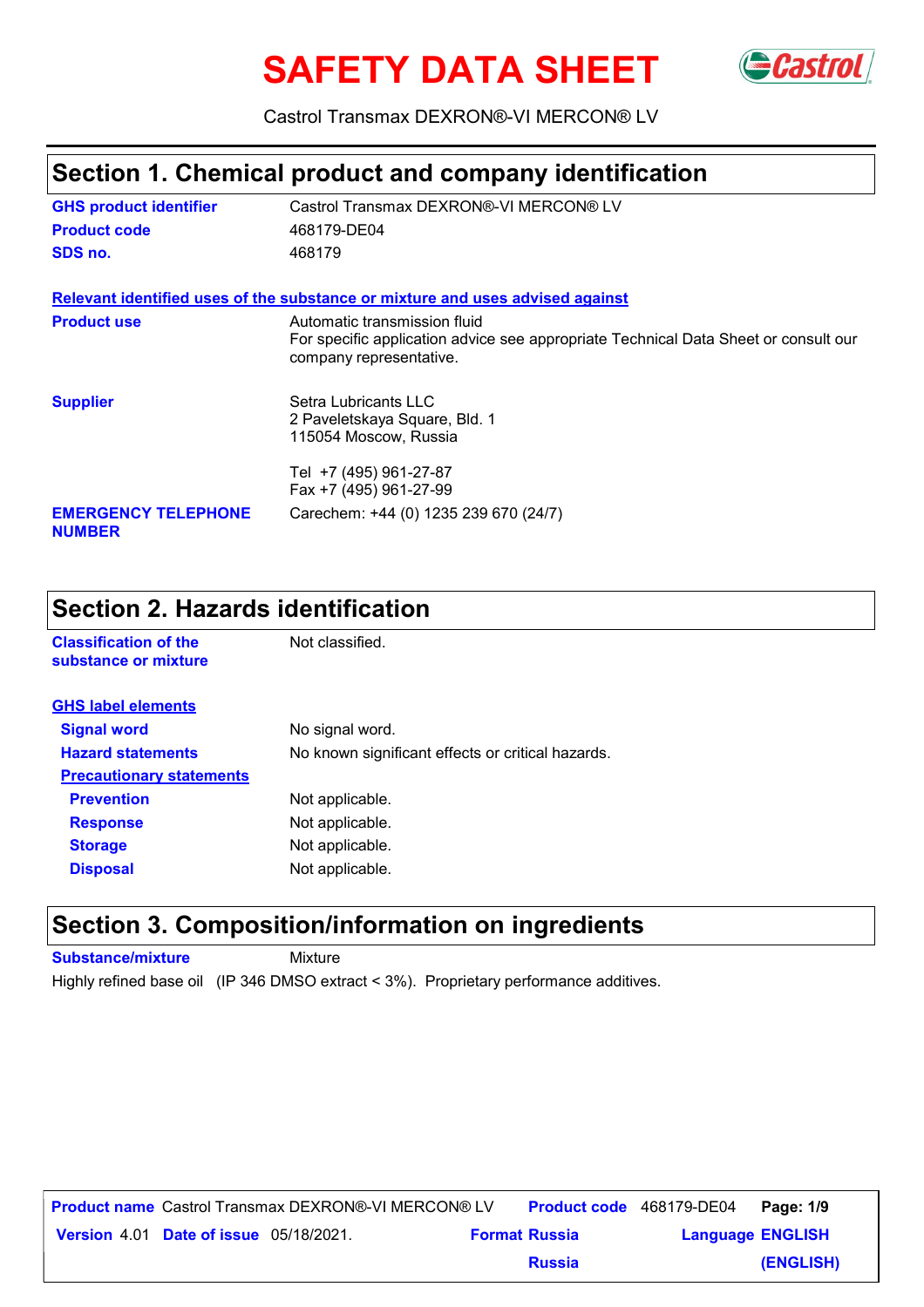# SAFETY DATA SHEET

Castrol Transmax DEXRON®-VI MERCON® LV

## Section 1. Chemical product and company identification

**GHS product identifier** Castrol Transmax DEXRON®-VI MERCON® LV

**Product code** 468179-DE04

**SDS no.** 468179

**Relevant identified uses of the substance or mixture and uses advised against**

**Product use** Automatic transmission fluid
For specific application advice see appropriate Technical Data Sheet or consult our company representative.

**Supplier** Setra Lubricants LLC
2 Paveletskaya Square, Bld. 1
115054 Moscow, Russia

Tel +7 (495) 961-27-87
Fax +7 (495) 961-27-99

**EMERGENCY TELEPHONE NUMBER** Carechem: +44 (0) 1235 239 670 (24/7)

## Section 2. Hazards identification

**Classification of the substance or mixture** Not classified.

**GHS label elements**

**Signal word** No signal word.

**Hazard statements** No known significant effects or critical hazards.

**Precautionary statements**

**Prevention** Not applicable.

**Response** Not applicable.

**Storage** Not applicable.

**Disposal** Not applicable.

## Section 3. Composition/information on ingredients

**Substance/mixture** Mixture

Highly refined base oil (IP 346 DMSO extract < 3%). Proprietary performance additives.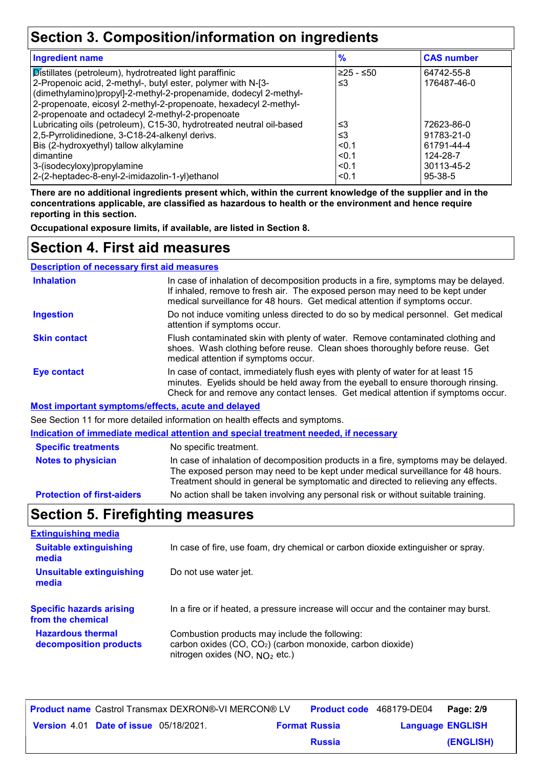## Section 3. Composition/information on ingredients

| Ingredient name | % | CAS number |
|---|---|---|
| Distillates (petroleum), hydrotreated light paraffinic | ≥25 - ≤50 | 64742-55-8 |
| 2-Propenoic acid, 2-methyl-, butyl ester, polymer with N-[3-(dimethylamino)propyl]-2-methyl-2-propenamide, dodecyl 2-methyl-2-propenoate, eicosyl 2-methyl-2-propenoate, hexadecyl 2-methyl-2-propenoate and octadecyl 2-methyl-2-propenoate | ≤3 | 176487-46-0 |
| Lubricating oils (petroleum), C15-30, hydrotreated neutral oil-based | ≤3 | 72623-86-0 |
| 2,5-Pyrrolidinedione, 3-C18-24-alkenyl derivs. | ≤3 | 91783-21-0 |
| Bis (2-hydroxyethyl) tallow alkylamine | <0.1 | 61791-44-4 |
| dimantine | <0.1 | 124-28-7 |
| 3-(isodecyloxy)propylamine | <0.1 | 30113-45-2 |
| 2-(2-heptadec-8-enyl-2-imidazolin-1-yl)ethanol | <0.1 | 95-38-5 |

**There are no additional ingredients present which, within the current knowledge of the supplier and in the concentrations applicable, are classified as hazardous to health or the environment and hence require reporting in this section.**

**Occupational exposure limits, if available, are listed in Section 8.**

## Section 4. First aid measures

### Description of necessary first aid measures

**Inhalation**: In case of inhalation of decomposition products in a fire, symptoms may be delayed. If inhaled, remove to fresh air. The exposed person may need to be kept under medical surveillance for 48 hours. Get medical attention if symptoms occur.

**Ingestion**: Do not induce vomiting unless directed to do so by medical personnel. Get medical attention if symptoms occur.

**Skin contact**: Flush contaminated skin with plenty of water. Remove contaminated clothing and shoes. Wash clothing before reuse. Clean shoes thoroughly before reuse. Get medical attention if symptoms occur.

**Eye contact**: In case of contact, immediately flush eyes with plenty of water for at least 15 minutes. Eyelids should be held away from the eyeball to ensure thorough rinsing. Check for and remove any contact lenses. Get medical attention if symptoms occur.

### Most important symptoms/effects, acute and delayed

See Section 11 for more detailed information on health effects and symptoms.

### Indication of immediate medical attention and special treatment needed, if necessary

**Specific treatments**: No specific treatment.

**Notes to physician**: In case of inhalation of decomposition products in a fire, symptoms may be delayed. The exposed person may need to be kept under medical surveillance for 48 hours. Treatment should in general be symptomatic and directed to relieving any effects.

**Protection of first-aiders**: No action shall be taken involving any personal risk or without suitable training.

## Section 5. Firefighting measures

### Extinguishing media

**Suitable extinguishing media**: In case of fire, use foam, dry chemical or carbon dioxide extinguisher or spray.

**Unsuitable extinguishing media**: Do not use water jet.

**Specific hazards arising from the chemical**: In a fire or if heated, a pressure increase will occur and the container may burst.

**Hazardous thermal decomposition products**: Combustion products may include the following:
carbon oxides (CO, $CO_2$) (carbon monoxide, carbon dioxide)
nitrogen oxides (NO, $NO_2$ etc.)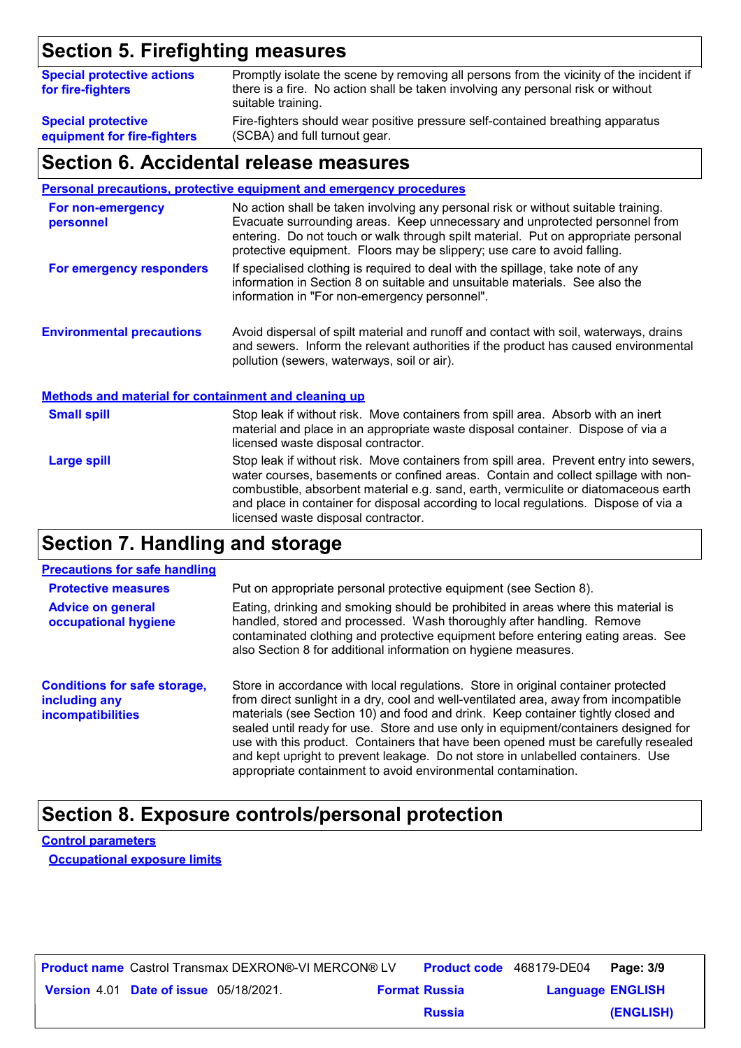## Section 5. Firefighting measures

| | |
|---|---|
| **Special protective actions for fire-fighters** | Promptly isolate the scene by removing all persons from the vicinity of the incident if there is a fire. No action shall be taken involving any personal risk or without suitable training. |
| **Special protective equipment for fire-fighters** | Fire-fighters should wear positive pressure self-contained breathing apparatus (SCBA) and full turnout gear. |

## Section 6. Accidental release measures

### Personal precautions, protective equipment and emergency procedures

| | |
|---|---|
| **For non-emergency personnel** | No action shall be taken involving any personal risk or without suitable training. Evacuate surrounding areas. Keep unnecessary and unprotected personnel from entering. Do not touch or walk through spilt material. Put on appropriate personal protective equipment. Floors may be slippery; use care to avoid falling. |
| **For emergency responders** | If specialised clothing is required to deal with the spillage, take note of any information in Section 8 on suitable and unsuitable materials. See also the information in "For non-emergency personnel". |
| **Environmental precautions** | Avoid dispersal of spilt material and runoff and contact with soil, waterways, drains and sewers. Inform the relevant authorities if the product has caused environmental pollution (sewers, waterways, soil or air). |

### Methods and material for containment and cleaning up

| | |
|---|---|
| **Small spill** | Stop leak if without risk. Move containers from spill area. Absorb with an inert material and place in an appropriate waste disposal container. Dispose of via a licensed waste disposal contractor. |
| **Large spill** | Stop leak if without risk. Move containers from spill area. Prevent entry into sewers, water courses, basements or confined areas. Contain and collect spillage with non-combustible, absorbent material e.g. sand, earth, vermiculite or diatomaceous earth and place in container for disposal according to local regulations. Dispose of via a licensed waste disposal contractor. |

## Section 7. Handling and storage

### Precautions for safe handling

| | |
|---|---|
| **Protective measures** | Put on appropriate personal protective equipment (see Section 8). |
| **Advice on general occupational hygiene** | Eating, drinking and smoking should be prohibited in areas where this material is handled, stored and processed. Wash thoroughly after handling. Remove contaminated clothing and protective equipment before entering eating areas. See also Section 8 for additional information on hygiene measures. |
| **Conditions for safe storage, including any incompatibilities** | Store in accordance with local regulations. Store in original container protected from direct sunlight in a dry, cool and well-ventilated area, away from incompatible materials (see Section 10) and food and drink. Keep container tightly closed and sealed until ready for use. Store and use only in equipment/containers designed for use with this product. Containers that have been opened must be carefully resealed and kept upright to prevent leakage. Do not store in unlabelled containers. Use appropriate containment to avoid environmental contamination. |

## Section 8. Exposure controls/personal protection

### Control parameters

#### Occupational exposure limits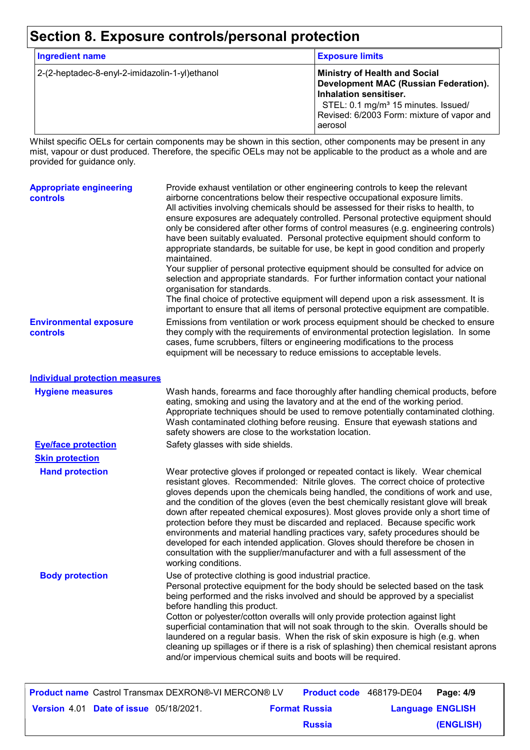# Section 8. Exposure controls/personal protection

| Ingredient name | Exposure limits |
|---|---|
| 2-(2-heptadec-8-enyl-2-imidazolin-1-yl)ethanol | **Ministry of Health and Social Development MAC (Russian Federation). Inhalation sensitiser.** STEL: 0.1 mg/m³ 15 minutes. Issued/ Revised: 6/2003 Form: mixture of vapor and aerosol |

Whilst specific OELs for certain components may be shown in this section, other components may be present in any mist, vapour or dust produced. Therefore, the specific OELs may not be applicable to the product as a whole and are provided for guidance only.

**Appropriate engineering controls**

Provide exhaust ventilation or other engineering controls to keep the relevant airborne concentrations below their respective occupational exposure limits.
All activities involving chemicals should be assessed for their risks to health, to ensure exposures are adequately controlled. Personal protective equipment should only be considered after other forms of control measures (e.g. engineering controls) have been suitably evaluated. Personal protective equipment should conform to appropriate standards, be suitable for use, be kept in good condition and properly maintained.
Your supplier of personal protective equipment should be consulted for advice on selection and appropriate standards. For further information contact your national organisation for standards.
The final choice of protective equipment will depend upon a risk assessment. It is important to ensure that all items of personal protective equipment are compatible.

**Environmental exposure controls**

Emissions from ventilation or work process equipment should be checked to ensure they comply with the requirements of environmental protection legislation. In some cases, fume scrubbers, filters or engineering modifications to the process equipment will be necessary to reduce emissions to acceptable levels.

## Individual protection measures

**Hygiene measures**

Wash hands, forearms and face thoroughly after handling chemical products, before eating, smoking and using the lavatory and at the end of the working period. Appropriate techniques should be used to remove potentially contaminated clothing. Wash contaminated clothing before reusing. Ensure that eyewash stations and safety showers are close to the workstation location.

**Eye/face protection**

Safety glasses with side shields.

**Skin protection**

**Hand protection**

Wear protective gloves if prolonged or repeated contact is likely. Wear chemical resistant gloves. Recommended: Nitrile gloves. The correct choice of protective gloves depends upon the chemicals being handled, the conditions of work and use, and the condition of the gloves (even the best chemically resistant glove will break down after repeated chemical exposures). Most gloves provide only a short time of protection before they must be discarded and replaced. Because specific work environments and material handling practices vary, safety procedures should be developed for each intended application. Gloves should therefore be chosen in consultation with the supplier/manufacturer and with a full assessment of the working conditions.

**Body protection**

Use of protective clothing is good industrial practice.
Personal protective equipment for the body should be selected based on the task being performed and the risks involved and should be approved by a specialist before handling this product.
Cotton or polyester/cotton overalls will only provide protection against light superficial contamination that will not soak through to the skin. Overalls should be laundered on a regular basis. When the risk of skin exposure is high (e.g. when cleaning up spillages or if there is a risk of splashing) then chemical resistant aprons and/or impervious chemical suits and boots will be required.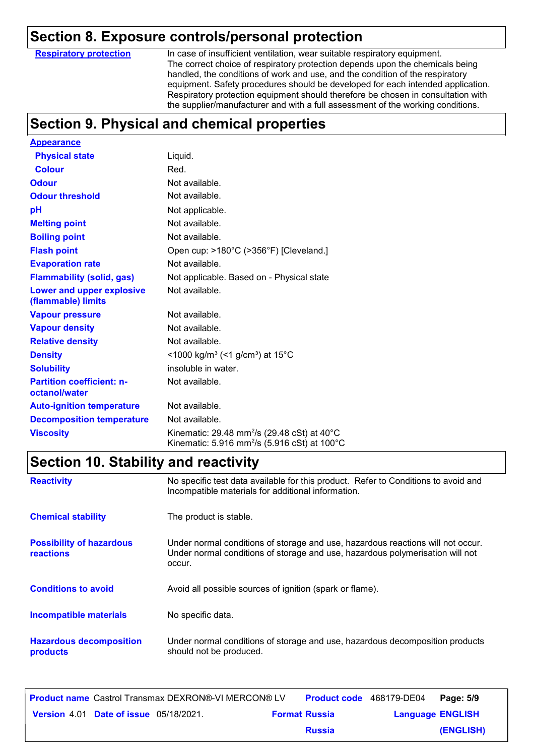## Section 8. Exposure controls/personal protection

| | |
|---|---|
| **Respiratory protection** | In case of insufficient ventilation, wear suitable respiratory equipment. The correct choice of respiratory protection depends upon the chemicals being handled, the conditions of work and use, and the condition of the respiratory equipment. Safety procedures should be developed for each intended application. Respiratory protection equipment should therefore be chosen in consultation with the supplier/manufacturer and with a full assessment of the working conditions. |

## Section 9. Physical and chemical properties

| | |
|---|---|
| **Appearance** | |
| **Physical state** | Liquid. |
| **Colour** | Red. |
| **Odour** | Not available. |
| **Odour threshold** | Not available. |
| **pH** | Not applicable. |
| **Melting point** | Not available. |
| **Boiling point** | Not available. |
| **Flash point** | Open cup: >180°C (>356°F) [Cleveland.] |
| **Evaporation rate** | Not available. |
| **Flammability (solid, gas)** | Not applicable. Based on - Physical state |
| **Lower and upper explosive (flammable) limits** | Not available. |
| **Vapour pressure** | Not available. |
| **Vapour density** | Not available. |
| **Relative density** | Not available. |
| **Density** | <1000 kg/m³ (<1 g/cm³) at 15°C |
| **Solubility** | insoluble in water. |
| **Partition coefficient: n-octanol/water** | Not available. |
| **Auto-ignition temperature** | Not available. |
| **Decomposition temperature** | Not available. |
| **Viscosity** | Kinematic: 29.48 $mm^2/s$ (29.48 cSt) at 40°C<br>Kinematic: 5.916 $mm^2/s$ (5.916 cSt) at 100°C |

## Section 10. Stability and reactivity

| | |
|---|---|
| **Reactivity** | No specific test data available for this product. Refer to Conditions to avoid and Incompatible materials for additional information. |
| **Chemical stability** | The product is stable. |
| **Possibility of hazardous reactions** | Under normal conditions of storage and use, hazardous reactions will not occur. Under normal conditions of storage and use, hazardous polymerisation will not occur. |
| **Conditions to avoid** | Avoid all possible sources of ignition (spark or flame). |
| **Incompatible materials** | No specific data. |
| **Hazardous decomposition products** | Under normal conditions of storage and use, hazardous decomposition products should not be produced. |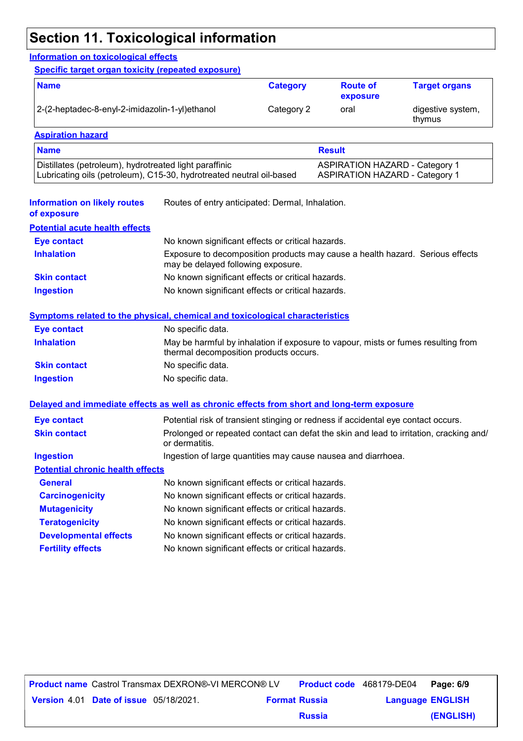# Section 11. Toxicological information

## Information on toxicological effects

### Specific target organ toxicity (repeated exposure)

| Name | Category | Route of exposure | Target organs |
| --- | --- | --- | --- |
| 2-(2-heptadec-8-enyl-2-imidazolin-1-yl)ethanol | Category 2 | oral | digestive system, thymus |

### Aspiration hazard

| Name | Result |
| --- | --- |
| Distillates (petroleum), hydrotreated light paraffinic | ASPIRATION HAZARD - Category 1 |
| Lubricating oils (petroleum), C15-30, hydrotreated neutral oil-based | ASPIRATION HAZARD - Category 1 |

**Information on likely routes of exposure**: Routes of entry anticipated: Dermal, Inhalation.

### Potential acute health effects

**Eye contact**: No known significant effects or critical hazards.

**Inhalation**: Exposure to decomposition products may cause a health hazard. Serious effects may be delayed following exposure.

**Skin contact**: No known significant effects or critical hazards.

**Ingestion**: No known significant effects or critical hazards.

### Symptoms related to the physical, chemical and toxicological characteristics

**Eye contact**: No specific data.

**Inhalation**: May be harmful by inhalation if exposure to vapour, mists or fumes resulting from thermal decomposition products occurs.

**Skin contact**: No specific data.

**Ingestion**: No specific data.

### Delayed and immediate effects as well as chronic effects from short and long-term exposure

**Eye contact**: Potential risk of transient stinging or redness if accidental eye contact occurs.

**Skin contact**: Prolonged or repeated contact can defat the skin and lead to irritation, cracking and/or dermatitis.

**Ingestion**: Ingestion of large quantities may cause nausea and diarrhoea.

### Potential chronic health effects

**General**: No known significant effects or critical hazards.

**Carcinogenicity**: No known significant effects or critical hazards.

**Mutagenicity**: No known significant effects or critical hazards.

**Teratogenicity**: No known significant effects or critical hazards.

**Developmental effects**: No known significant effects or critical hazards.

**Fertility effects**: No known significant effects or critical hazards.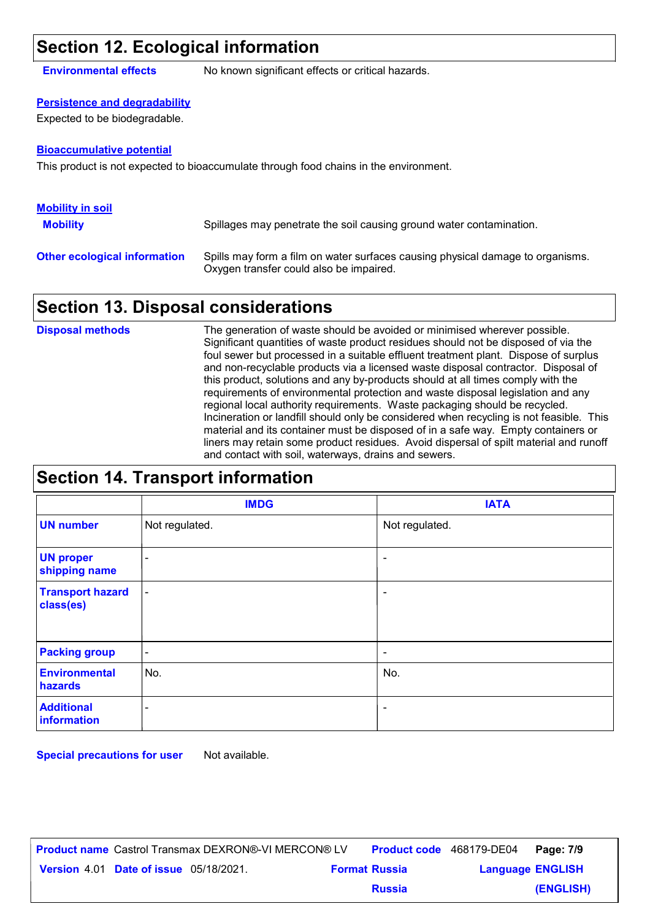## Section 12. Ecological information

**Environmental effects** No known significant effects or critical hazards.

**Persistence and degradability**

Expected to be biodegradable.

**Bioaccumulative potential**

This product is not expected to bioaccumulate through food chains in the environment.

**Mobility in soil**

**Mobility** Spillages may penetrate the soil causing ground water contamination.

**Other ecological information** Spills may form a film on water surfaces causing physical damage to organisms. Oxygen transfer could also be impaired.

## Section 13. Disposal considerations

**Disposal methods** The generation of waste should be avoided or minimised wherever possible. Significant quantities of waste product residues should not be disposed of via the foul sewer but processed in a suitable effluent treatment plant. Dispose of surplus and non-recyclable products via a licensed waste disposal contractor. Disposal of this product, solutions and any by-products should at all times comply with the requirements of environmental protection and waste disposal legislation and any regional local authority requirements. Waste packaging should be recycled. Incineration or landfill should only be considered when recycling is not feasible. This material and its container must be disposed of in a safe way. Empty containers or liners may retain some product residues. Avoid dispersal of spilt material and runoff and contact with soil, waterways, drains and sewers.

## Section 14. Transport information

| | IMDG | IATA |
|---|---|---|
| UN number | Not regulated. | Not regulated. |
| UN proper shipping name | - | - |
| Transport hazard class(es) | - | - |
| Packing group | - | - |
| Environmental hazards | No. | No. |
| Additional information | - | - |

**Special precautions for user** Not available.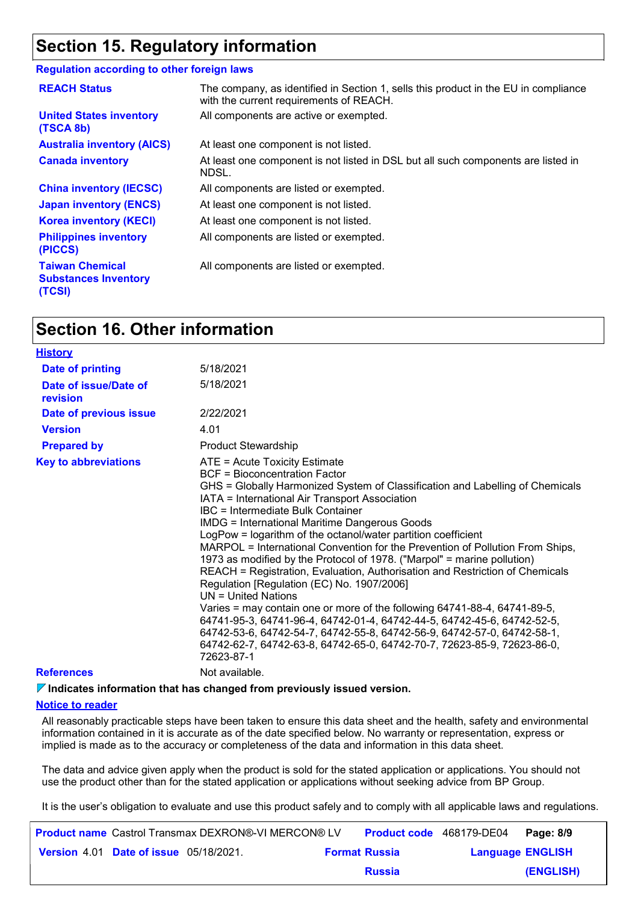## Section 15. Regulatory information

**Regulation according to other foreign laws**

| | |
|---|---|
| **REACH Status** | The company, as identified in Section 1, sells this product in the EU in compliance with the current requirements of REACH. |
| **United States inventory (TSCA 8b)** | All components are active or exempted. |
| **Australia inventory (AICS)** | At least one component is not listed. |
| **Canada inventory** | At least one component is not listed in DSL but all such components are listed in NDSL. |
| **China inventory (IECSC)** | All components are listed or exempted. |
| **Japan inventory (ENCS)** | At least one component is not listed. |
| **Korea inventory (KECI)** | At least one component is not listed. |
| **Philippines inventory (PICCS)** | All components are listed or exempted. |
| **Taiwan Chemical Substances Inventory (TCSI)** | All components are listed or exempted. |

## Section 16. Other information

**History**

| | |
|---|---|
| **Date of printing** | 5/18/2021 |
| **Date of issue/Date of revision** | 5/18/2021 |
| **Date of previous issue** | 2/22/2021 |
| **Version** | 4.01 |
| **Prepared by** | Product Stewardship |

**Key to abbreviations**

ATE = Acute Toxicity Estimate
BCF = Bioconcentration Factor
GHS = Globally Harmonized System of Classification and Labelling of Chemicals
IATA = International Air Transport Association
IBC = Intermediate Bulk Container
IMDG = International Maritime Dangerous Goods
LogPow = logarithm of the octanol/water partition coefficient
MARPOL = International Convention for the Prevention of Pollution From Ships, 1973 as modified by the Protocol of 1978. ("Marpol" = marine pollution)
REACH = Registration, Evaluation, Authorisation and Restriction of Chemicals Regulation [Regulation (EC) No. 1907/2006]
UN = United Nations
Varies = may contain one or more of the following 64741-88-4, 64741-89-5, 64741-95-3, 64741-96-4, 64742-01-4, 64742-44-5, 64742-45-6, 64742-52-5, 64742-53-6, 64742-54-7, 64742-55-8, 64742-56-9, 64742-57-0, 64742-58-1, 64742-62-7, 64742-63-8, 64742-65-0, 64742-70-7, 72623-85-9, 72623-86-0, 72623-87-1

**References** Not available.

**Indicates information that has changed from previously issued version.**

**Notice to reader**

All reasonably practicable steps have been taken to ensure this data sheet and the health, safety and environmental information contained in it is accurate as of the date specified below. No warranty or representation, express or implied is made as to the accuracy or completeness of the data and information in this data sheet.

The data and advice given apply when the product is sold for the stated application or applications. You should not use the product other than for the stated application or applications without seeking advice from BP Group.

It is the user's obligation to evaluate and use this product safely and to comply with all applicable laws and regulations.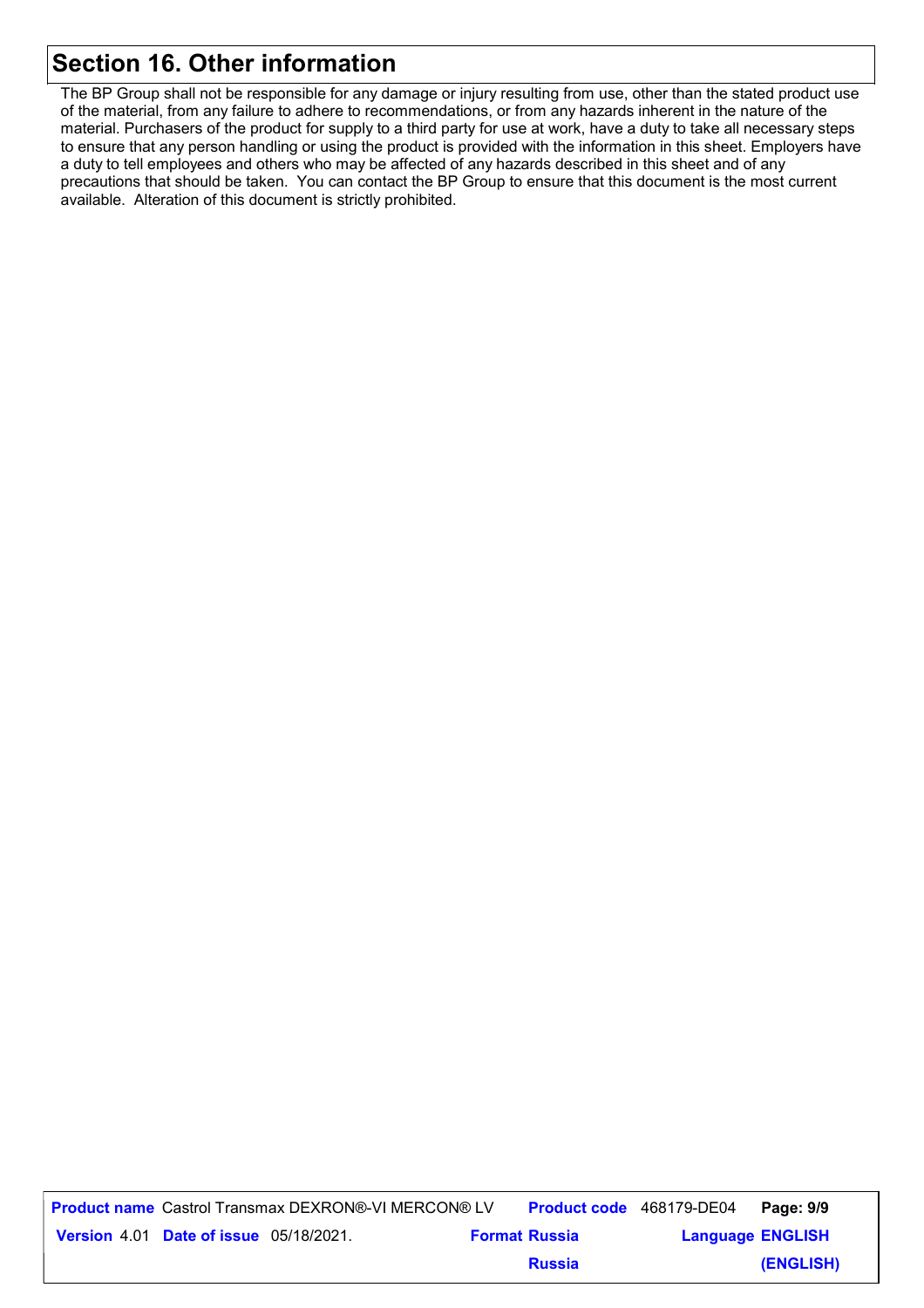## Section 16. Other information

The BP Group shall not be responsible for any damage or injury resulting from use, other than the stated product use of the material, from any failure to adhere to recommendations, or from any hazards inherent in the nature of the material. Purchasers of the product for supply to a third party for use at work, have a duty to take all necessary steps to ensure that any person handling or using the product is provided with the information in this sheet. Employers have a duty to tell employees and others who may be affected of any hazards described in this sheet and of any precautions that should be taken. You can contact the BP Group to ensure that this document is the most current available. Alteration of this document is strictly prohibited.